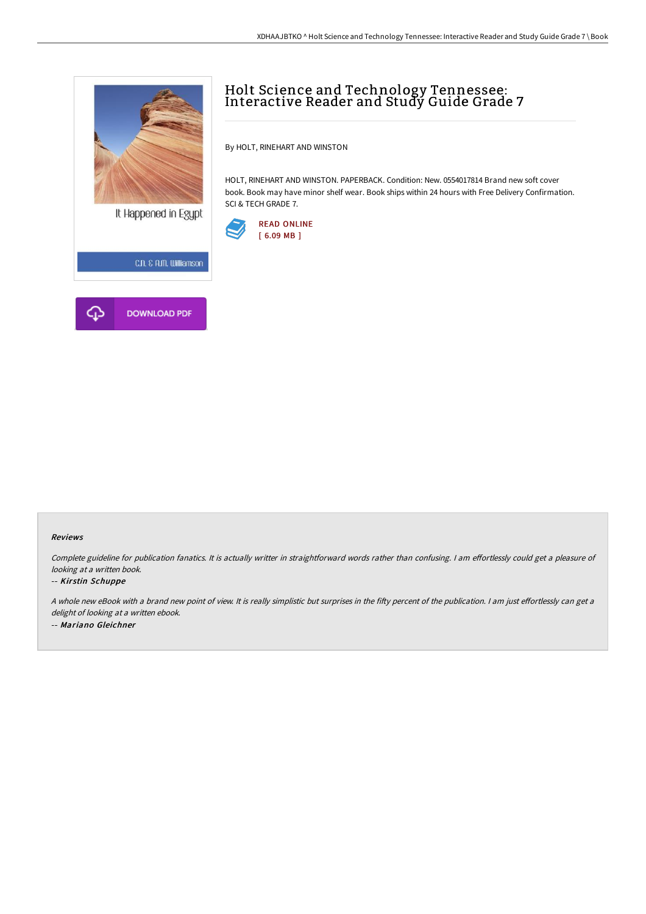# Holt Science and Technology Tennessee: Interactive Reader and Study Guide Grade 7

By HOLT, RINEHART AND WINSTON

HOLT, RINEHART AND WINSTON. PAPERBACK. Condition: New. 0554017814 Brand new soft cover book. Book may have minor shelf wear. Book ships within 24 hours with Free Delivery Confirmation. SCI & TECH GRADE 7.

READ ONLINE
[ 6.09 MB ]

It Happened in Egypt

C.N. & A.M. Williamson

DOWNLOAD PDF

### Reviews

*Complete guideline for publication fanatics. It is actually writter in straightforward words rather than confusing. I am effortlessly could get a pleasure of looking at a written book.*

-- ***Kirstin Schuppe***

*A whole new eBook with a brand new point of view. It is really simplistic but surprises in the fifty percent of the publication. I am just effortlessly can get a delight of looking at a written ebook.*

-- ***Mariano Gleichner***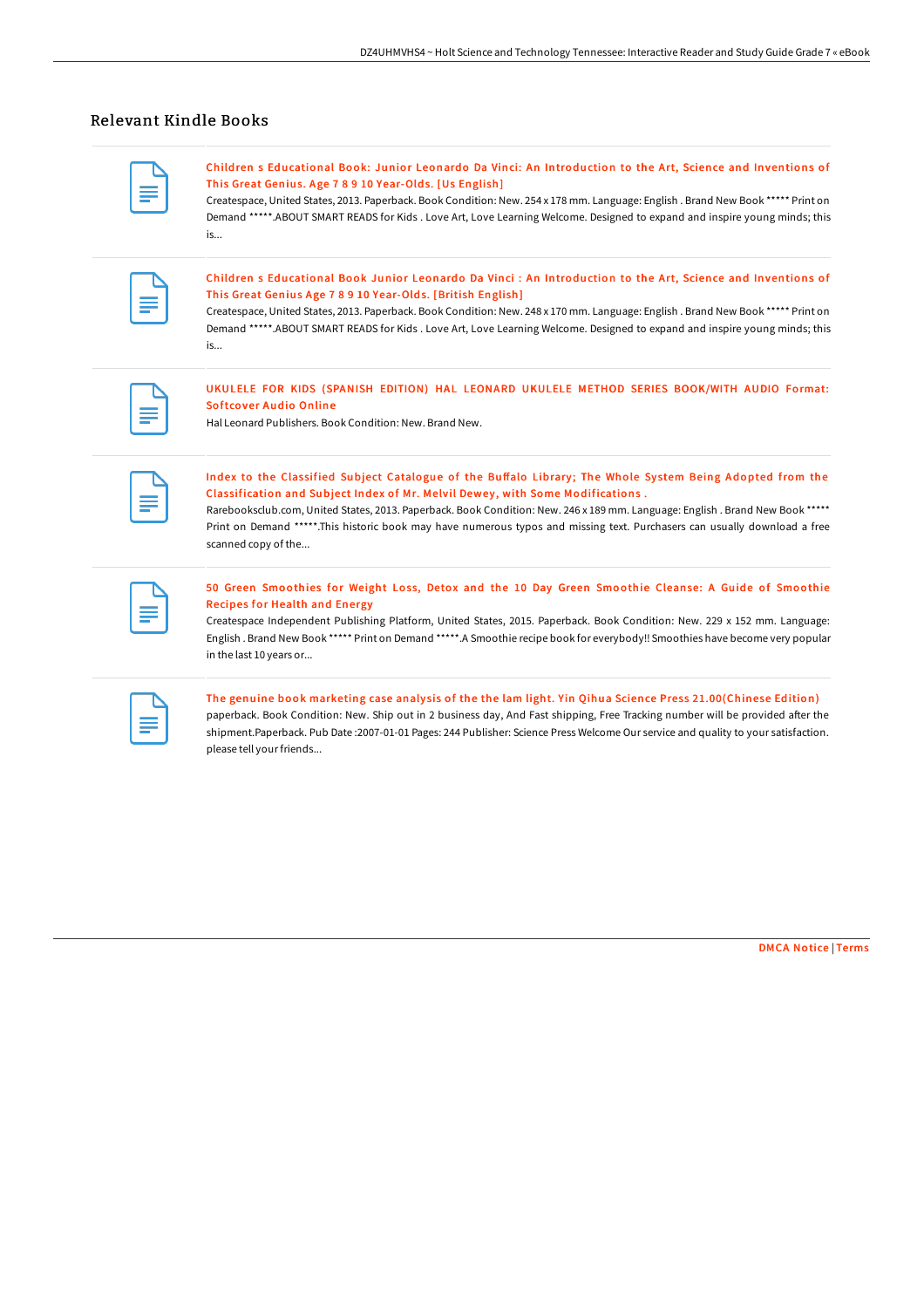## Relevant Kindle Books

**Children s Educational Book: Junior Leonardo Da Vinci: An Introduction to the Art, Science and Inventions of This Great Genius. Age 7 8 9 10 Year-Olds. [Us English]**

Createspace, United States, 2013. Paperback. Book Condition: New. 254 x 178 mm. Language: English . Brand New Book ***** Print on Demand *****.ABOUT SMART READS for Kids . Love Art, Love Learning Welcome. Designed to expand and inspire young minds; this is...

**Children s Educational Book Junior Leonardo Da Vinci : An Introduction to the Art, Science and Inventions of This Great Genius Age 7 8 9 10 Year-Olds. [British English]**

Createspace, United States, 2013. Paperback. Book Condition: New. 248 x 170 mm. Language: English . Brand New Book ***** Print on Demand *****.ABOUT SMART READS for Kids . Love Art, Love Learning Welcome. Designed to expand and inspire young minds; this is...

**UKULELE FOR KIDS (SPANISH EDITION) HAL LEONARD UKULELE METHOD SERIES BOOK/WITH AUDIO Format: Softcover Audio Online**

Hal Leonard Publishers. Book Condition: New. Brand New.

**Index to the Classified Subject Catalogue of the Buffalo Library; The Whole System Being Adopted from the Classification and Subject Index of Mr. Melvil Dewey, with Some Modifications .**

Rarebooksclub.com, United States, 2013. Paperback. Book Condition: New. 246 x 189 mm. Language: English . Brand New Book ***** Print on Demand *****.This historic book may have numerous typos and missing text. Purchasers can usually download a free scanned copy of the...

**50 Green Smoothies for Weight Loss, Detox and the 10 Day Green Smoothie Cleanse: A Guide of Smoothie Recipes for Health and Energy**

Createspace Independent Publishing Platform, United States, 2015. Paperback. Book Condition: New. 229 x 152 mm. Language: English . Brand New Book ***** Print on Demand *****.A Smoothie recipe book for everybody!! Smoothies have become very popular in the last 10 years or...

**The genuine book marketing case analysis of the the lam light. Yin Qihua Science Press 21.00(Chinese Edition)**

paperback. Book Condition: New. Ship out in 2 business day, And Fast shipping, Free Tracking number will be provided after the shipment.Paperback. Pub Date :2007-01-01 Pages: 244 Publisher: Science Press Welcome Our service and quality to your satisfaction. please tell your friends...

DMCA Notice | Terms